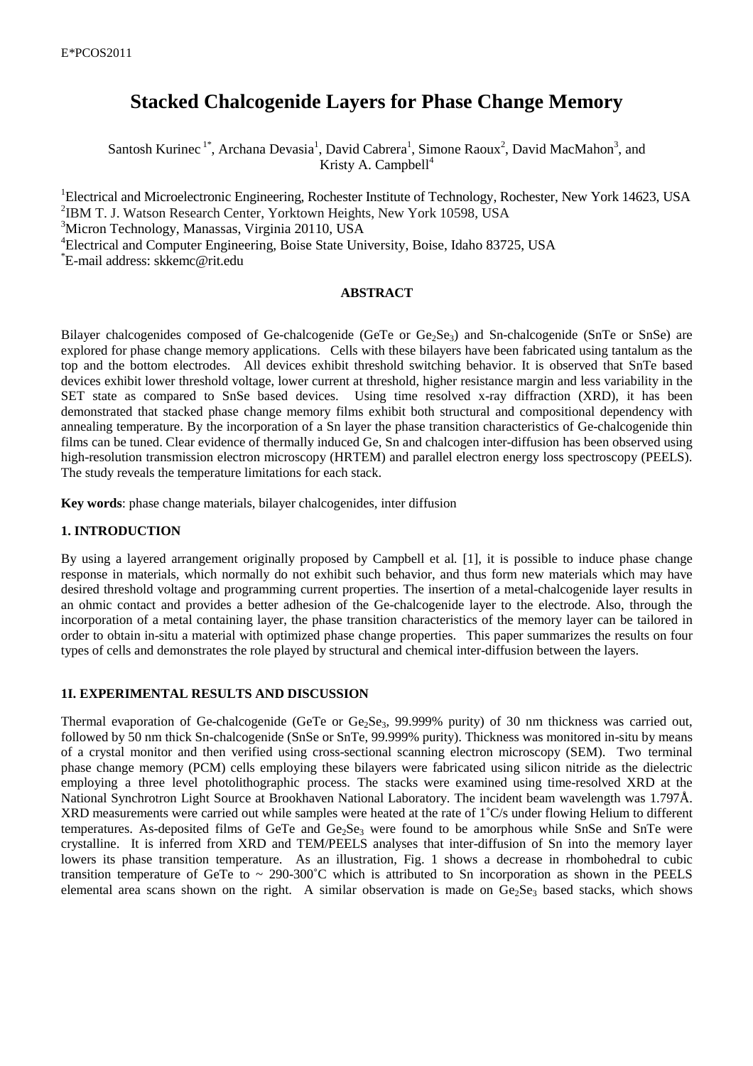# Stacked Chalcogenide Layers for Phase Change Memory

Santosh Kurinec [1*], Archana Devasia[1], David Cabrera[1], Simone Raoux[2], David MacMahon[3], and Kristy A. Campbell[4]

[1]Electrical and Microelectronic Engineering, Rochester Institute of Technology, Rochester, New York 14623, USA
[2]IBM T. J. Watson Research Center, Yorktown Heights, New York 10598, USA
[3]Micron Technology, Manassas, Virginia 20110, USA
[4]Electrical and Computer Engineering, Boise State University, Boise, Idaho 83725, USA
[*]E-mail address: skkemc@rit.edu

### ABSTRACT

Bilayer chalcogenides composed of Ge-chalcogenide (GeTe or $Ge_2Se_3$) and Sn-chalcogenide (SnTe or SnSe) are explored for phase change memory applications. Cells with these bilayers have been fabricated using tantalum as the top and the bottom electrodes. All devices exhibit threshold switching behavior. It is observed that SnTe based devices exhibit lower threshold voltage, lower current at threshold, higher resistance margin and less variability in the SET state as compared to SnSe based devices. Using time resolved x-ray diffraction (XRD), it has been demonstrated that stacked phase change memory films exhibit both structural and compositional dependency with annealing temperature. By the incorporation of a Sn layer the phase transition characteristics of Ge-chalcogenide thin films can be tuned. Clear evidence of thermally induced Ge, Sn and chalcogen inter-diffusion has been observed using high-resolution transmission electron microscopy (HRTEM) and parallel electron energy loss spectroscopy (PEELS). The study reveals the temperature limitations for each stack.

**Key words**: phase change materials, bilayer chalcogenides, inter diffusion

### 1. INTRODUCTION

By using a layered arrangement originally proposed by Campbell et al. [1], it is possible to induce phase change response in materials, which normally do not exhibit such behavior, and thus form new materials which may have desired threshold voltage and programming current properties. The insertion of a metal-chalcogenide layer results in an ohmic contact and provides a better adhesion of the Ge-chalcogenide layer to the electrode. Also, through the incorporation of a metal containing layer, the phase transition characteristics of the memory layer can be tailored in order to obtain in-situ a material with optimized phase change properties. This paper summarizes the results on four types of cells and demonstrates the role played by structural and chemical inter-diffusion between the layers.

### 1I. EXPERIMENTAL RESULTS AND DISCUSSION

Thermal evaporation of Ge-chalcogenide (GeTe or $Ge_2Se_3$, 99.999% purity) of 30 nm thickness was carried out, followed by 50 nm thick Sn-chalcogenide (SnSe or SnTe, 99.999% purity). Thickness was monitored in-situ by means of a crystal monitor and then verified using cross-sectional scanning electron microscopy (SEM). Two terminal phase change memory (PCM) cells employing these bilayers were fabricated using silicon nitride as the dielectric employing a three level photolithographic process. The stacks were examined using time-resolved XRD at the National Synchrotron Light Source at Brookhaven National Laboratory. The incident beam wavelength was 1.797Å. XRD measurements were carried out while samples were heated at the rate of 1˚C/s under flowing Helium to different temperatures. As-deposited films of GeTe and $Ge_2Se_3$ were found to be amorphous while SnSe and SnTe were crystalline. It is inferred from XRD and TEM/PEELS analyses that inter-diffusion of Sn into the memory layer lowers its phase transition temperature. As an illustration, Fig. 1 shows a decrease in rhombohedral to cubic transition temperature of GeTe to ~ 290-300˚C which is attributed to Sn incorporation as shown in the PEELS elemental area scans shown on the right. A similar observation is made on $Ge_2Se_3$ based stacks, which shows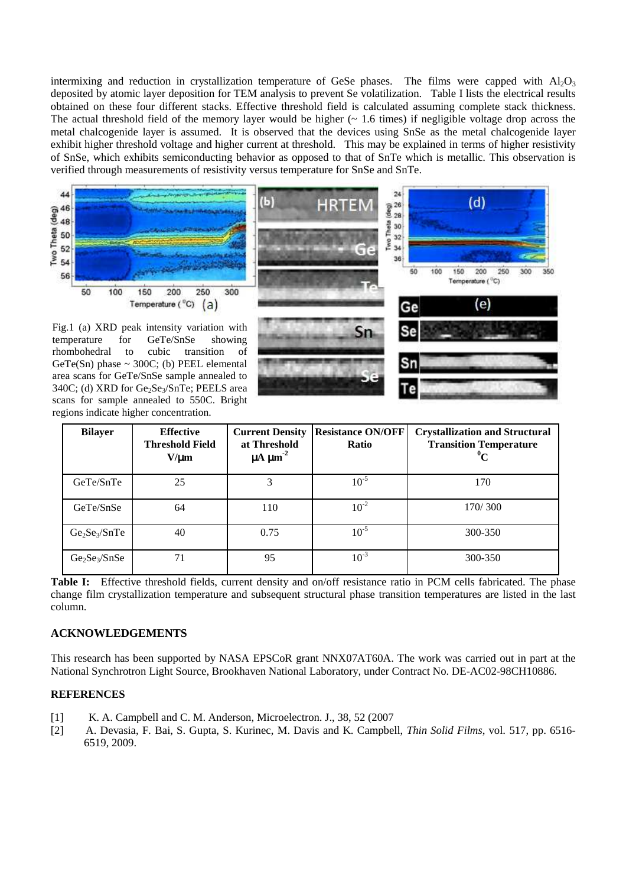intermixing and reduction in crystallization temperature of GeSe phases. The films were capped with $Al_2O_3$ deposited by atomic layer deposition for TEM analysis to prevent Se volatilization. Table I lists the electrical results obtained on these four different stacks. Effective threshold field is calculated assuming complete stack thickness. The actual threshold field of the memory layer would be higher (~ 1.6 times) if negligible voltage drop across the metal chalcogenide layer is assumed. It is observed that the devices using SnSe as the metal chalcogenide layer exhibit higher threshold voltage and higher current at threshold. This may be explained in terms of higher resistivity of SnSe, which exhibits semiconducting behavior as opposed to that of SnTe which is metallic. This observation is verified through measurements of resistivity versus temperature for SnSe and SnTe.

Fig.1 (a) XRD peak intensity variation with temperature for GeTe/SnSe showing rhombohedral to cubic transition of GeTe(Sn) phase ~ 300C; (b) PEEL elemental area scans for GeTe/SnSe sample annealed to 340C; (d) XRD for $Ge_2Se_3$/SnTe; PEELS area scans for sample annealed to 550C. Bright regions indicate higher concentration.

| Bilayer | Effective Threshold Field V/μm | Current Density at Threshold μA μm$^{-2}$ | Resistance ON/OFF Ratio | Crystallization and Structural Transition Temperature $^0$C |
|---|---|---|---|---|
| GeTe/SnTe | 25 | 3 | $10^{-5}$ | 170 |
| GeTe/SnSe | 64 | 110 | $10^{-2}$ | 170/ 300 |
| $Ge_2Se_3$/SnTe | 40 | 0.75 | $10^{-5}$ | 300-350 |
| $Ge_2Se_3$/SnSe | 71 | 95 | $10^{-3}$ | 300-350 |

**Table I:** Effective threshold fields, current density and on/off resistance ratio in PCM cells fabricated. The phase change film crystallization temperature and subsequent structural phase transition temperatures are listed in the last column.

## ACKNOWLEDGEMENTS

This research has been supported by NASA EPSCoR grant NNX07AT60A. The work was carried out in part at the National Synchrotron Light Source, Brookhaven National Laboratory, under Contract No. DE-AC02-98CH10886.

## REFERENCES

[1] K. A. Campbell and C. M. Anderson, Microelectron. J., 38, 52 (2007

[2] A. Devasia, F. Bai, S. Gupta, S. Kurinec, M. Davis and K. Campbell, *Thin Solid Films*, vol. 517, pp. 6516-6519, 2009.